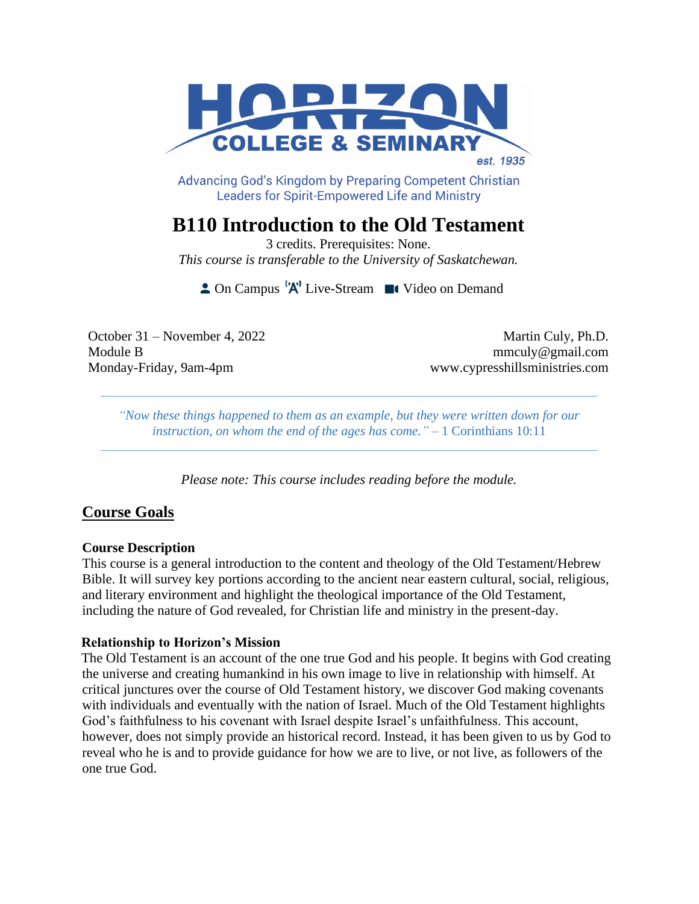HORIZON COLLEGE & SEMINARY

est. 1935

Advancing God's Kingdom by Preparing Competent Christian Leaders for Spirit-Empowered Life and Ministry

# B110 Introduction to the Old Testament

3 credits. Prerequisites: None.

*This course is transferable to the University of Saskatchewan.*

On Campus   Live-Stream   Video on Demand

October 31 – November 4, 2022
Module B
Monday-Friday, 9am-4pm

Martin Culy, Ph.D.
mmculy@gmail.com
www.cypresshillsministries.com

---

*"Now these things happened to them as an example, but they were written down for our instruction, on whom the end of the ages has come."* – 1 Corinthians 10:11

---

*Please note: This course includes reading before the module.*

## Course Goals

### Course Description

This course is a general introduction to the content and theology of the Old Testament/Hebrew Bible. It will survey key portions according to the ancient near eastern cultural, social, religious, and literary environment and highlight the theological importance of the Old Testament, including the nature of God revealed, for Christian life and ministry in the present-day.

### Relationship to Horizon's Mission

The Old Testament is an account of the one true God and his people. It begins with God creating the universe and creating humankind in his own image to live in relationship with himself. At critical junctures over the course of Old Testament history, we discover God making covenants with individuals and eventually with the nation of Israel. Much of the Old Testament highlights God's faithfulness to his covenant with Israel despite Israel's unfaithfulness. This account, however, does not simply provide an historical record. Instead, it has been given to us by God to reveal who he is and to provide guidance for how we are to live, or not live, as followers of the one true God.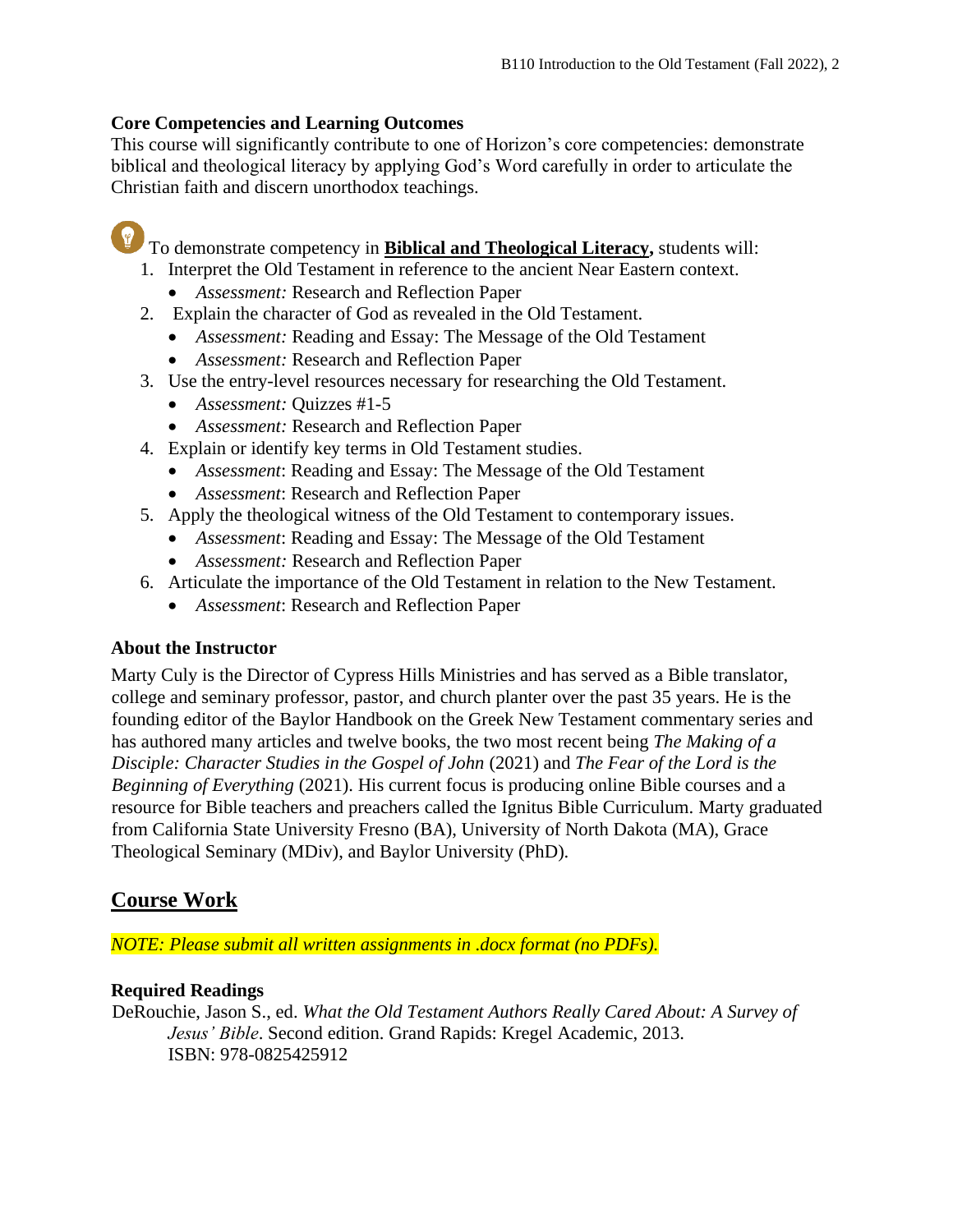### Core Competencies and Learning Outcomes

This course will significantly contribute to one of Horizon's core competencies: demonstrate biblical and theological literacy by applying God's Word carefully in order to articulate the Christian faith and discern unorthodox teachings.

To demonstrate competency in **Biblical and Theological Literacy,** students will:

1. Interpret the Old Testament in reference to the ancient Near Eastern context.
   - *Assessment:* Research and Reflection Paper
2. Explain the character of God as revealed in the Old Testament.
   - *Assessment:* Reading and Essay: The Message of the Old Testament
   - *Assessment:* Research and Reflection Paper
3. Use the entry-level resources necessary for researching the Old Testament.
   - *Assessment:* Quizzes #1-5
   - *Assessment:* Research and Reflection Paper
4. Explain or identify key terms in Old Testament studies.
   - *Assessment*: Reading and Essay: The Message of the Old Testament
   - *Assessment*: Research and Reflection Paper
5. Apply the theological witness of the Old Testament to contemporary issues.
   - *Assessment*: Reading and Essay: The Message of the Old Testament
   - *Assessment:* Research and Reflection Paper
6. Articulate the importance of the Old Testament in relation to the New Testament.
   - *Assessment*: Research and Reflection Paper

### About the Instructor

Marty Culy is the Director of Cypress Hills Ministries and has served as a Bible translator, college and seminary professor, pastor, and church planter over the past 35 years. He is the founding editor of the Baylor Handbook on the Greek New Testament commentary series and has authored many articles and twelve books, the two most recent being *The Making of a Disciple: Character Studies in the Gospel of John* (2021) and *The Fear of the Lord is the Beginning of Everything* (2021). His current focus is producing online Bible courses and a resource for Bible teachers and preachers called the Ignitus Bible Curriculum. Marty graduated from California State University Fresno (BA), University of North Dakota (MA), Grace Theological Seminary (MDiv), and Baylor University (PhD).

## Course Work

*NOTE: Please submit all written assignments in .docx format (no PDFs).*

### Required Readings

DeRouchie, Jason S., ed. *What the Old Testament Authors Really Cared About: A Survey of Jesus' Bible*. Second edition. Grand Rapids: Kregel Academic, 2013. ISBN: 978-0825425912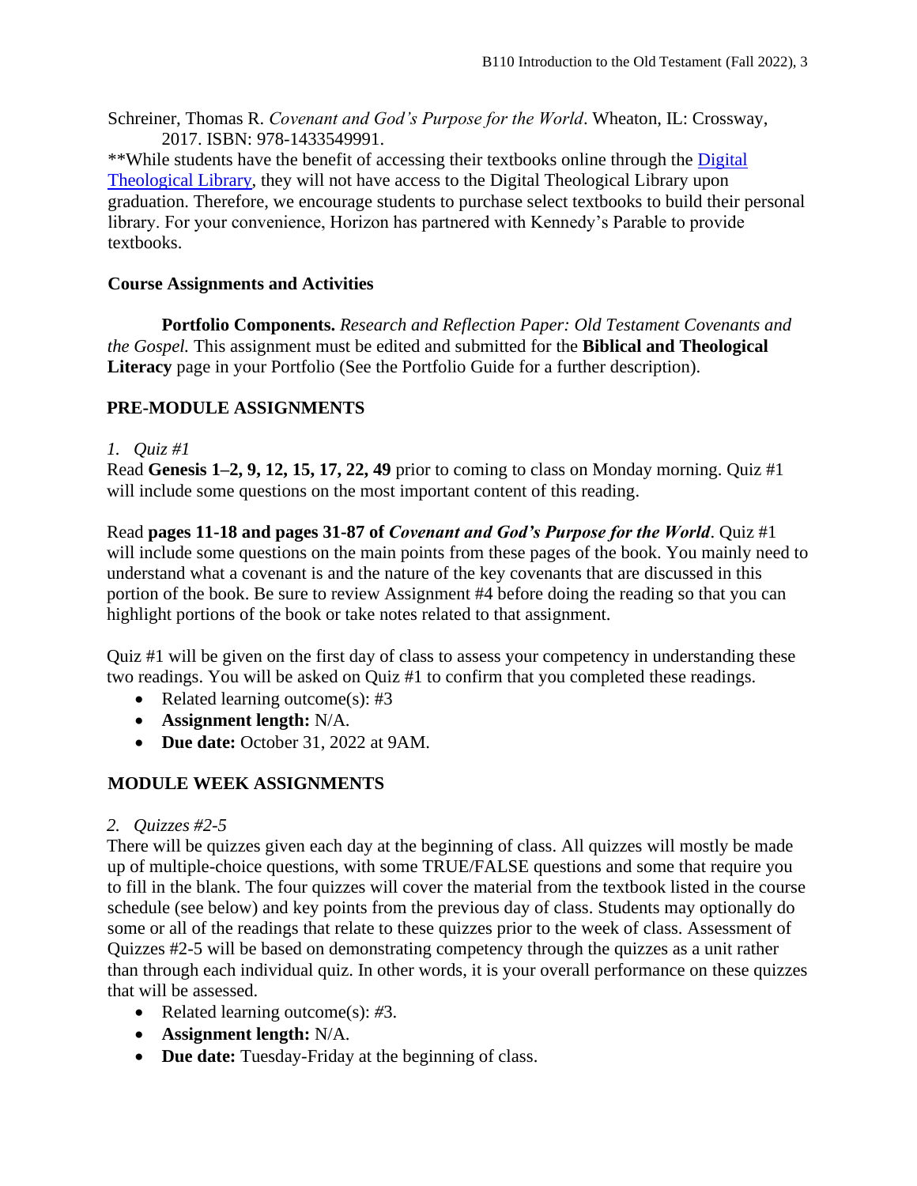Schreiner, Thomas R. *Covenant and God's Purpose for the World*. Wheaton, IL: Crossway, 2017. ISBN: 978-1433549991.

**While students have the benefit of accessing their textbooks online through the Digital Theological Library, they will not have access to the Digital Theological Library upon graduation. Therefore, we encourage students to purchase select textbooks to build their personal library. For your convenience, Horizon has partnered with Kennedy's Parable to provide textbooks.

### Course Assignments and Activities

**Portfolio Components.** *Research and Reflection Paper: Old Testament Covenants and the Gospel.* This assignment must be edited and submitted for the **Biblical and Theological Literacy** page in your Portfolio (See the Portfolio Guide for a further description).

### PRE-MODULE ASSIGNMENTS

*1. Quiz #1*

Read **Genesis 1–2, 9, 12, 15, 17, 22, 49** prior to coming to class on Monday morning. Quiz #1 will include some questions on the most important content of this reading.

Read **pages 11-18 and pages 31-87 of *Covenant and God's Purpose for the World***. Quiz #1 will include some questions on the main points from these pages of the book. You mainly need to understand what a covenant is and the nature of the key covenants that are discussed in this portion of the book. Be sure to review Assignment #4 before doing the reading so that you can highlight portions of the book or take notes related to that assignment.

Quiz #1 will be given on the first day of class to assess your competency in understanding these two readings. You will be asked on Quiz #1 to confirm that you completed these readings.

- Related learning outcome(s): #3
- **Assignment length:** N/A.
- **Due date:** October 31, 2022 at 9AM.

### MODULE WEEK ASSIGNMENTS

*2. Quizzes #2-5*

There will be quizzes given each day at the beginning of class. All quizzes will mostly be made up of multiple-choice questions, with some TRUE/FALSE questions and some that require you to fill in the blank. The four quizzes will cover the material from the textbook listed in the course schedule (see below) and key points from the previous day of class. Students may optionally do some or all of the readings that relate to these quizzes prior to the week of class. Assessment of Quizzes #2-5 will be based on demonstrating competency through the quizzes as a unit rather than through each individual quiz. In other words, it is your overall performance on these quizzes that will be assessed.

- Related learning outcome(s): #3.
- **Assignment length:** N/A.
- **Due date:** Tuesday-Friday at the beginning of class.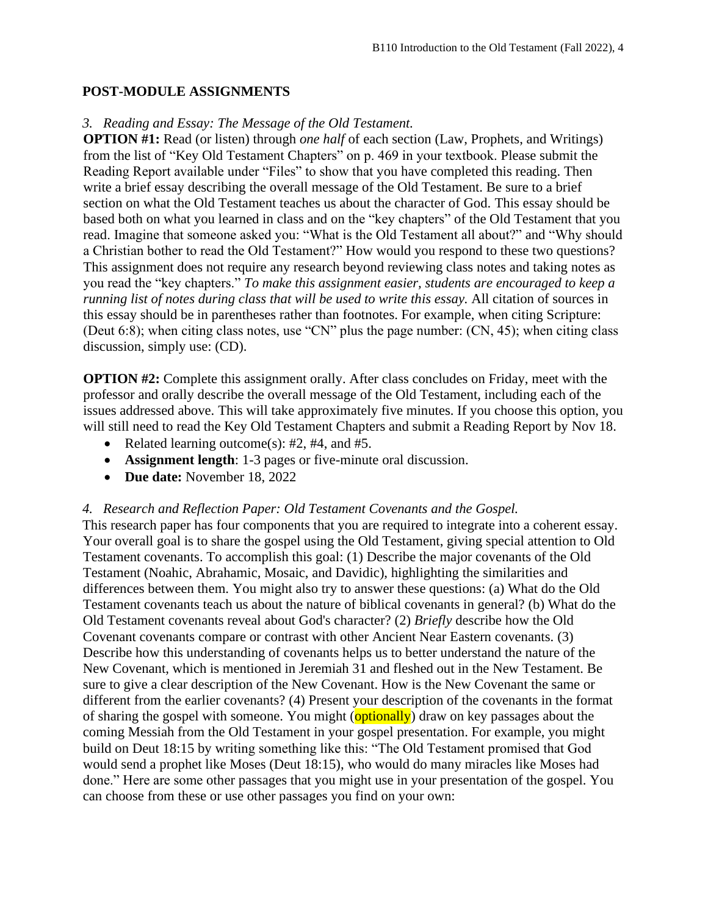## POST-MODULE ASSIGNMENTS

*3. Reading and Essay: The Message of the Old Testament.*

**OPTION #1:** Read (or listen) through *one half* of each section (Law, Prophets, and Writings) from the list of "Key Old Testament Chapters" on p. 469 in your textbook. Please submit the Reading Report available under "Files" to show that you have completed this reading. Then write a brief essay describing the overall message of the Old Testament. Be sure to a brief section on what the Old Testament teaches us about the character of God. This essay should be based both on what you learned in class and on the "key chapters" of the Old Testament that you read. Imagine that someone asked you: "What is the Old Testament all about?" and "Why should a Christian bother to read the Old Testament?" How would you respond to these two questions? This assignment does not require any research beyond reviewing class notes and taking notes as you read the "key chapters." *To make this assignment easier, students are encouraged to keep a running list of notes during class that will be used to write this essay.* All citation of sources in this essay should be in parentheses rather than footnotes. For example, when citing Scripture: (Deut 6:8); when citing class notes, use "CN" plus the page number: (CN, 45); when citing class discussion, simply use: (CD).

**OPTION #2:** Complete this assignment orally. After class concludes on Friday, meet with the professor and orally describe the overall message of the Old Testament, including each of the issues addressed above. This will take approximately five minutes. If you choose this option, you will still need to read the Key Old Testament Chapters and submit a Reading Report by Nov 18.

- Related learning outcome(s): #2, #4, and #5.
- **Assignment length**: 1-3 pages or five-minute oral discussion.
- **Due date:** November 18, 2022

*4. Research and Reflection Paper: Old Testament Covenants and the Gospel.*

This research paper has four components that you are required to integrate into a coherent essay. Your overall goal is to share the gospel using the Old Testament, giving special attention to Old Testament covenants. To accomplish this goal: (1) Describe the major covenants of the Old Testament (Noahic, Abrahamic, Mosaic, and Davidic), highlighting the similarities and differences between them. You might also try to answer these questions: (a) What do the Old Testament covenants teach us about the nature of biblical covenants in general? (b) What do the Old Testament covenants reveal about God's character? (2) *Briefly* describe how the Old Covenant covenants compare or contrast with other Ancient Near Eastern covenants. (3) Describe how this understanding of covenants helps us to better understand the nature of the New Covenant, which is mentioned in Jeremiah 31 and fleshed out in the New Testament. Be sure to give a clear description of the New Covenant. How is the New Covenant the same or different from the earlier covenants? (4) Present your description of the covenants in the format of sharing the gospel with someone. You might (optionally) draw on key passages about the coming Messiah from the Old Testament in your gospel presentation. For example, you might build on Deut 18:15 by writing something like this: "The Old Testament promised that God would send a prophet like Moses (Deut 18:15), who would do many miracles like Moses had done." Here are some other passages that you might use in your presentation of the gospel. You can choose from these or use other passages you find on your own: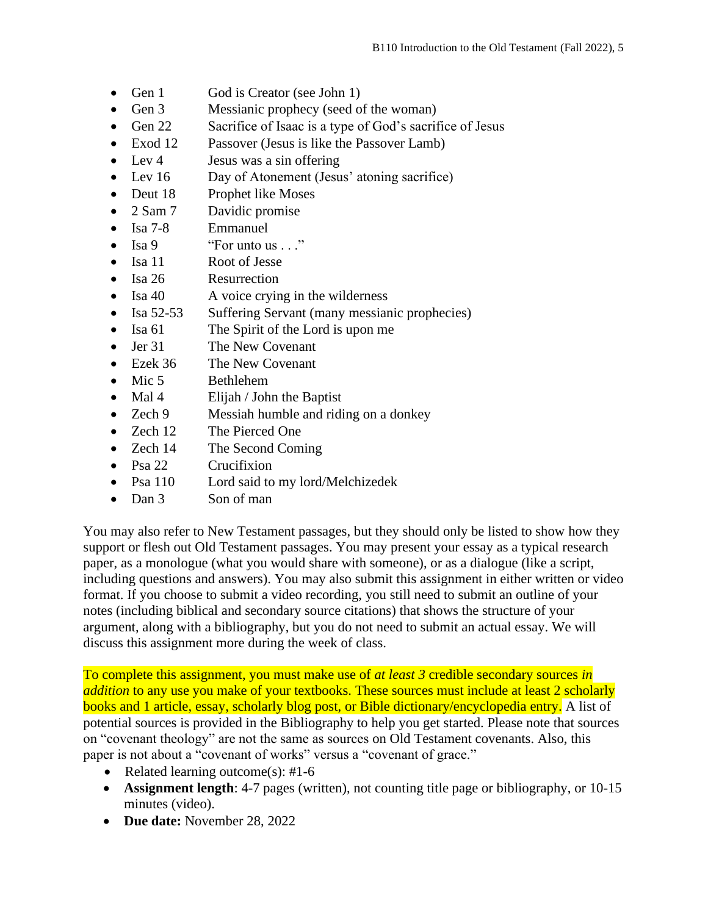- Gen 1 God is Creator (see John 1)
- Gen 3 Messianic prophecy (seed of the woman)
- Gen 22 Sacrifice of Isaac is a type of God's sacrifice of Jesus
- Exod 12 Passover (Jesus is like the Passover Lamb)
- Lev 4 Jesus was a sin offering
- Lev 16 Day of Atonement (Jesus' atoning sacrifice)
- Deut 18 Prophet like Moses
- 2 Sam 7 Davidic promise
- Isa 7-8 Emmanuel
- Isa 9 "For unto us . . ."
- Isa 11 Root of Jesse
- Isa 26 Resurrection
- Isa 40 A voice crying in the wilderness
- Isa 52-53 Suffering Servant (many messianic prophecies)
- Isa 61 The Spirit of the Lord is upon me
- Jer 31 The New Covenant
- Ezek 36 The New Covenant
- Mic 5 Bethlehem
- Mal 4 Elijah / John the Baptist
- Zech 9 Messiah humble and riding on a donkey
- Zech 12 The Pierced One
- Zech 14 The Second Coming
- Psa 22 Crucifixion
- Psa 110 Lord said to my lord/Melchizedek
- Dan 3 Son of man

You may also refer to New Testament passages, but they should only be listed to show how they support or flesh out Old Testament passages. You may present your essay as a typical research paper, as a monologue (what you would share with someone), or as a dialogue (like a script, including questions and answers). You may also submit this assignment in either written or video format. If you choose to submit a video recording, you still need to submit an outline of your notes (including biblical and secondary source citations) that shows the structure of your argument, along with a bibliography, but you do not need to submit an actual essay. We will discuss this assignment more during the week of class.

To complete this assignment, you must make use of *at least 3* credible secondary sources *in addition* to any use you make of your textbooks. These sources must include at least 2 scholarly books and 1 article, essay, scholarly blog post, or Bible dictionary/encyclopedia entry. A list of potential sources is provided in the Bibliography to help you get started. Please note that sources on "covenant theology" are not the same as sources on Old Testament covenants. Also, this paper is not about a "covenant of works" versus a "covenant of grace."

- Related learning outcome(s): #1-6
- **Assignment length**: 4-7 pages (written), not counting title page or bibliography, or 10-15 minutes (video).
- **Due date:** November 28, 2022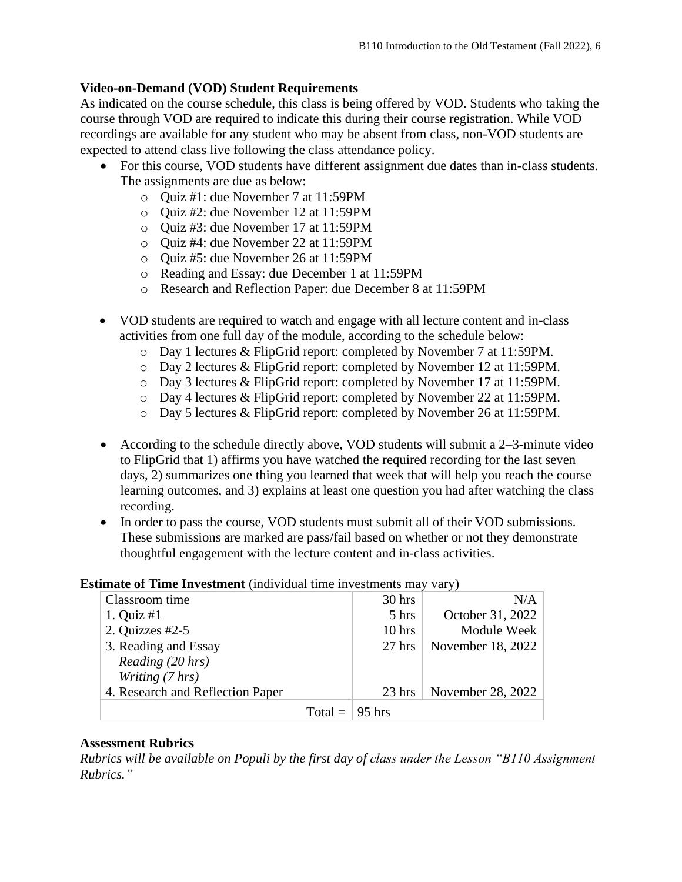**Video-on-Demand (VOD) Student Requirements**

As indicated on the course schedule, this class is being offered by VOD. Students who taking the course through VOD are required to indicate this during their course registration. While VOD recordings are available for any student who may be absent from class, non-VOD students are expected to attend class live following the class attendance policy.

- For this course, VOD students have different assignment due dates than in-class students. The assignments are due as below:
  - Quiz #1: due November 7 at 11:59PM
  - Quiz #2: due November 12 at 11:59PM
  - Quiz #3: due November 17 at 11:59PM
  - Quiz #4: due November 22 at 11:59PM
  - Quiz #5: due November 26 at 11:59PM
  - Reading and Essay: due December 1 at 11:59PM
  - Research and Reflection Paper: due December 8 at 11:59PM

- VOD students are required to watch and engage with all lecture content and in-class activities from one full day of the module, according to the schedule below:
  - Day 1 lectures & FlipGrid report: completed by November 7 at 11:59PM.
  - Day 2 lectures & FlipGrid report: completed by November 12 at 11:59PM.
  - Day 3 lectures & FlipGrid report: completed by November 17 at 11:59PM.
  - Day 4 lectures & FlipGrid report: completed by November 22 at 11:59PM.
  - Day 5 lectures & FlipGrid report: completed by November 26 at 11:59PM.

- According to the schedule directly above, VOD students will submit a 2–3-minute video to FlipGrid that 1) affirms you have watched the required recording for the last seven days, 2) summarizes one thing you learned that week that will help you reach the course learning outcomes, and 3) explains at least one question you had after watching the class recording.
- In order to pass the course, VOD students must submit all of their VOD submissions. These submissions are marked are pass/fail based on whether or not they demonstrate thoughtful engagement with the lecture content and in-class activities.

**Estimate of Time Investment** (individual time investments may vary)

| | | |
|---|---|---|
| Classroom time | 30 hrs | N/A |
| 1. Quiz #1 | 5 hrs | October 31, 2022 |
| 2. Quizzes #2-5 | 10 hrs | Module Week |
| 3. Reading and Essay<br>*Reading (20 hrs)*<br>*Writing (7 hrs)* | 27 hrs | November 18, 2022 |
| 4. Research and Reflection Paper | 23 hrs | November 28, 2022 |
| Total = | 95 hrs | |

**Assessment Rubrics**

*Rubrics will be available on Populi by the first day of class under the Lesson "B110 Assignment Rubrics."*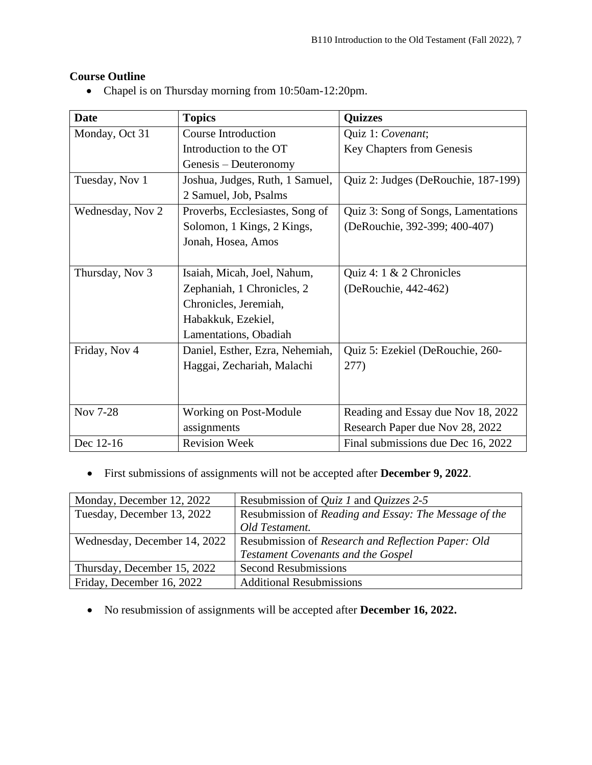**Course Outline**

- Chapel is on Thursday morning from 10:50am-12:20pm.

| Date | Topics | Quizzes |
| --- | --- | --- |
| Monday, Oct 31 | Course Introduction<br>Introduction to the OT<br>Genesis – Deuteronomy | Quiz 1: *Covenant*;<br>Key Chapters from Genesis |
| Tuesday, Nov 1 | Joshua, Judges, Ruth, 1 Samuel, 2 Samuel, Job, Psalms | Quiz 2: Judges (DeRouchie, 187-199) |
| Wednesday, Nov 2 | Proverbs, Ecclesiastes, Song of Solomon, 1 Kings, 2 Kings, Jonah, Hosea, Amos | Quiz 3: Song of Songs, Lamentations (DeRouchie, 392-399; 400-407) |
| Thursday, Nov 3 | Isaiah, Micah, Joel, Nahum, Zephaniah, 1 Chronicles, 2 Chronicles, Jeremiah, Habakkuk, Ezekiel, Lamentations, Obadiah | Quiz 4: 1 & 2 Chronicles (DeRouchie, 442-462) |
| Friday, Nov 4 | Daniel, Esther, Ezra, Nehemiah, Haggai, Zechariah, Malachi | Quiz 5: Ezekiel (DeRouchie, 260-277) |
| Nov 7-28 | Working on Post-Module assignments | Reading and Essay due Nov 18, 2022<br>Research Paper due Nov 28, 2022 |
| Dec 12-16 | Revision Week | Final submissions due Dec 16, 2022 |

- First submissions of assignments will not be accepted after **December 9, 2022**.

| Monday, December 12, 2022 | Resubmission of *Quiz 1* and *Quizzes 2-5* |
| --- | --- |
| Tuesday, December 13, 2022 | Resubmission of *Reading and Essay: The Message of the Old Testament.* |
| Wednesday, December 14, 2022 | Resubmission of *Research and Reflection Paper: Old Testament Covenants and the Gospel* |
| Thursday, December 15, 2022 | Second Resubmissions |
| Friday, December 16, 2022 | Additional Resubmissions |

- No resubmission of assignments will be accepted after **December 16, 2022.**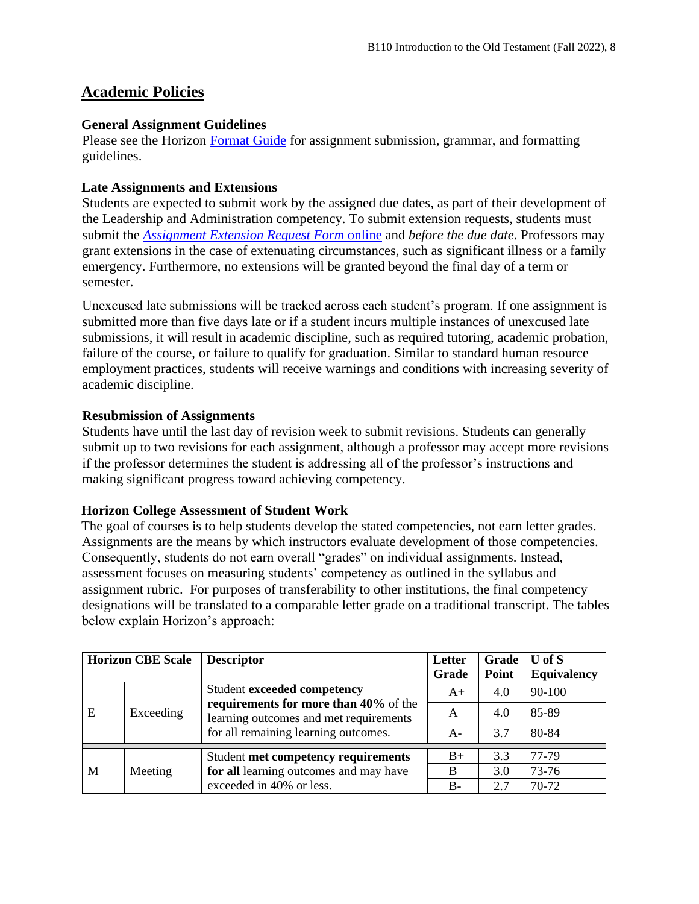## Academic Policies

### General Assignment Guidelines

Please see the Horizon [Format Guide] for assignment submission, grammar, and formatting guidelines.

### Late Assignments and Extensions

Students are expected to submit work by the assigned due dates, as part of their development of the Leadership and Administration competency. To submit extension requests, students must submit the *Assignment Extension Request Form* online and *before the due date*. Professors may grant extensions in the case of extenuating circumstances, such as significant illness or a family emergency. Furthermore, no extensions will be granted beyond the final day of a term or semester.

Unexcused late submissions will be tracked across each student's program. If one assignment is submitted more than five days late or if a student incurs multiple instances of unexcused late submissions, it will result in academic discipline, such as required tutoring, academic probation, failure of the course, or failure to qualify for graduation. Similar to standard human resource employment practices, students will receive warnings and conditions with increasing severity of academic discipline.

### Resubmission of Assignments

Students have until the last day of revision week to submit revisions. Students can generally submit up to two revisions for each assignment, although a professor may accept more revisions if the professor determines the student is addressing all of the professor's instructions and making significant progress toward achieving competency.

### Horizon College Assessment of Student Work

The goal of courses is to help students develop the stated competencies, not earn letter grades. Assignments are the means by which instructors evaluate development of those competencies. Consequently, students do not earn overall "grades" on individual assignments. Instead, assessment focuses on measuring students' competency as outlined in the syllabus and assignment rubric. For purposes of transferability to other institutions, the final competency designations will be translated to a comparable letter grade on a traditional transcript. The tables below explain Horizon's approach:

| Horizon CBE Scale | | Descriptor | Letter Grade | Grade Point | U of S Equivalency |
|---|---|---|---|---|---|
| E | Exceeding | Student **exceeded competency requirements for more than 40%** of the learning outcomes and met requirements for all remaining learning outcomes. | A+ | 4.0 | 90-100 |
| | | | A | 4.0 | 85-89 |
| | | | A- | 3.7 | 80-84 |
| M | Meeting | Student **met competency requirements for all** learning outcomes and may have exceeded in 40% or less. | B+ | 3.3 | 77-79 |
| | | | B | 3.0 | 73-76 |
| | | | B- | 2.7 | 70-72 |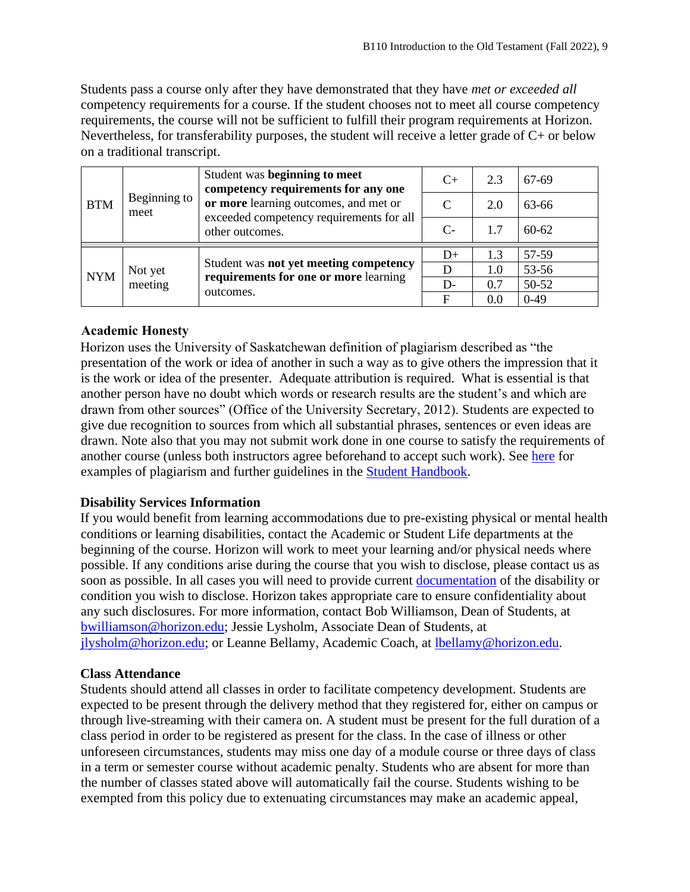Students pass a course only after they have demonstrated that they have *met or exceeded all* competency requirements for a course. If the student chooses not to meet all course competency requirements, the course will not be sufficient to fulfill their program requirements at Horizon. Nevertheless, for transferability purposes, the student will receive a letter grade of C+ or below on a traditional transcript.

| | | | | | |
|---|---|---|---|---|---|
| BTM | Beginning to meet | Student was **beginning to meet competency requirements for any one or more** learning outcomes, and met or exceeded competency requirements for all other outcomes. | C+ | 2.3 | 67-69 |
| | | | C | 2.0 | 63-66 |
| | | | C- | 1.7 | 60-62 |
| NYM | Not yet meeting | Student was **not yet meeting competency requirements for one or more** learning outcomes. | D+ | 1.3 | 57-59 |
| | | | D | 1.0 | 53-56 |
| | | | D- | 0.7 | 50-52 |
| | | | F | 0.0 | 0-49 |

**Academic Honesty**

Horizon uses the University of Saskatchewan definition of plagiarism described as "the presentation of the work or idea of another in such a way as to give others the impression that it is the work or idea of the presenter. Adequate attribution is required. What is essential is that another person have no doubt which words or research results are the student's and which are drawn from other sources" (Office of the University Secretary, 2012). Students are expected to give due recognition to sources from which all substantial phrases, sentences or even ideas are drawn. Note also that you may not submit work done in one course to satisfy the requirements of another course (unless both instructors agree beforehand to accept such work). See [here]() for examples of plagiarism and further guidelines in the [Student Handbook]().

**Disability Services Information**

If you would benefit from learning accommodations due to pre-existing physical or mental health conditions or learning disabilities, contact the Academic or Student Life departments at the beginning of the course. Horizon will work to meet your learning and/or physical needs where possible. If any conditions arise during the course that you wish to disclose, please contact us as soon as possible. In all cases you will need to provide current [documentation]() of the disability or condition you wish to disclose. Horizon takes appropriate care to ensure confidentiality about any such disclosures. For more information, contact Bob Williamson, Dean of Students, at bwilliamson@horizon.edu; Jessie Lysholm, Associate Dean of Students, at jlysholm@horizon.edu; or Leanne Bellamy, Academic Coach, at lbellamy@horizon.edu.

**Class Attendance**

Students should attend all classes in order to facilitate competency development. Students are expected to be present through the delivery method that they registered for, either on campus or through live-streaming with their camera on. A student must be present for the full duration of a class period in order to be registered as present for the class. In the case of illness or other unforeseen circumstances, students may miss one day of a module course or three days of class in a term or semester course without academic penalty. Students who are absent for more than the number of classes stated above will automatically fail the course. Students wishing to be exempted from this policy due to extenuating circumstances may make an academic appeal,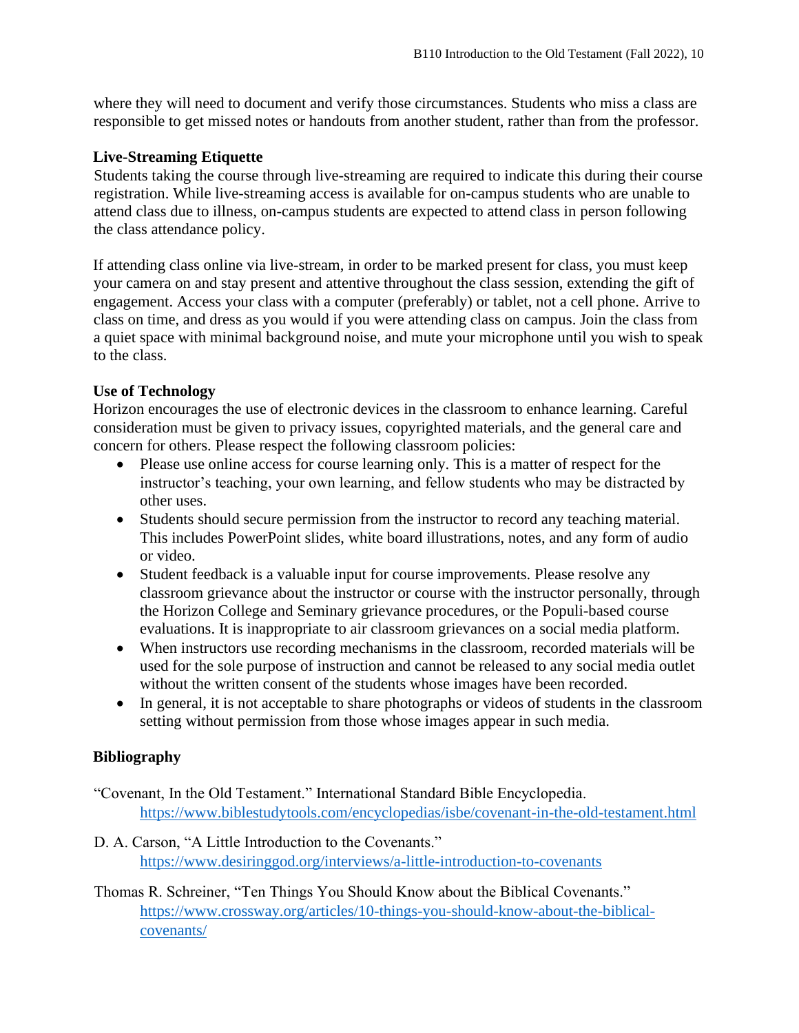where they will need to document and verify those circumstances. Students who miss a class are responsible to get missed notes or handouts from another student, rather than from the professor.

**Live-Streaming Etiquette**

Students taking the course through live-streaming are required to indicate this during their course registration. While live-streaming access is available for on-campus students who are unable to attend class due to illness, on-campus students are expected to attend class in person following the class attendance policy.

If attending class online via live-stream, in order to be marked present for class, you must keep your camera on and stay present and attentive throughout the class session, extending the gift of engagement. Access your class with a computer (preferably) or tablet, not a cell phone. Arrive to class on time, and dress as you would if you were attending class on campus. Join the class from a quiet space with minimal background noise, and mute your microphone until you wish to speak to the class.

**Use of Technology**

Horizon encourages the use of electronic devices in the classroom to enhance learning. Careful consideration must be given to privacy issues, copyrighted materials, and the general care and concern for others. Please respect the following classroom policies:

- Please use online access for course learning only. This is a matter of respect for the instructor's teaching, your own learning, and fellow students who may be distracted by other uses.
- Students should secure permission from the instructor to record any teaching material. This includes PowerPoint slides, white board illustrations, notes, and any form of audio or video.
- Student feedback is a valuable input for course improvements. Please resolve any classroom grievance about the instructor or course with the instructor personally, through the Horizon College and Seminary grievance procedures, or the Populi-based course evaluations. It is inappropriate to air classroom grievances on a social media platform.
- When instructors use recording mechanisms in the classroom, recorded materials will be used for the sole purpose of instruction and cannot be released to any social media outlet without the written consent of the students whose images have been recorded.
- In general, it is not acceptable to share photographs or videos of students in the classroom setting without permission from those whose images appear in such media.

**Bibliography**

"Covenant, In the Old Testament." International Standard Bible Encyclopedia.
https://www.biblestudytools.com/encyclopedias/isbe/covenant-in-the-old-testament.html

D. A. Carson, "A Little Introduction to the Covenants."
https://www.desiringgod.org/interviews/a-little-introduction-to-covenants

Thomas R. Schreiner, "Ten Things You Should Know about the Biblical Covenants."
https://www.crossway.org/articles/10-things-you-should-know-about-the-biblical-covenants/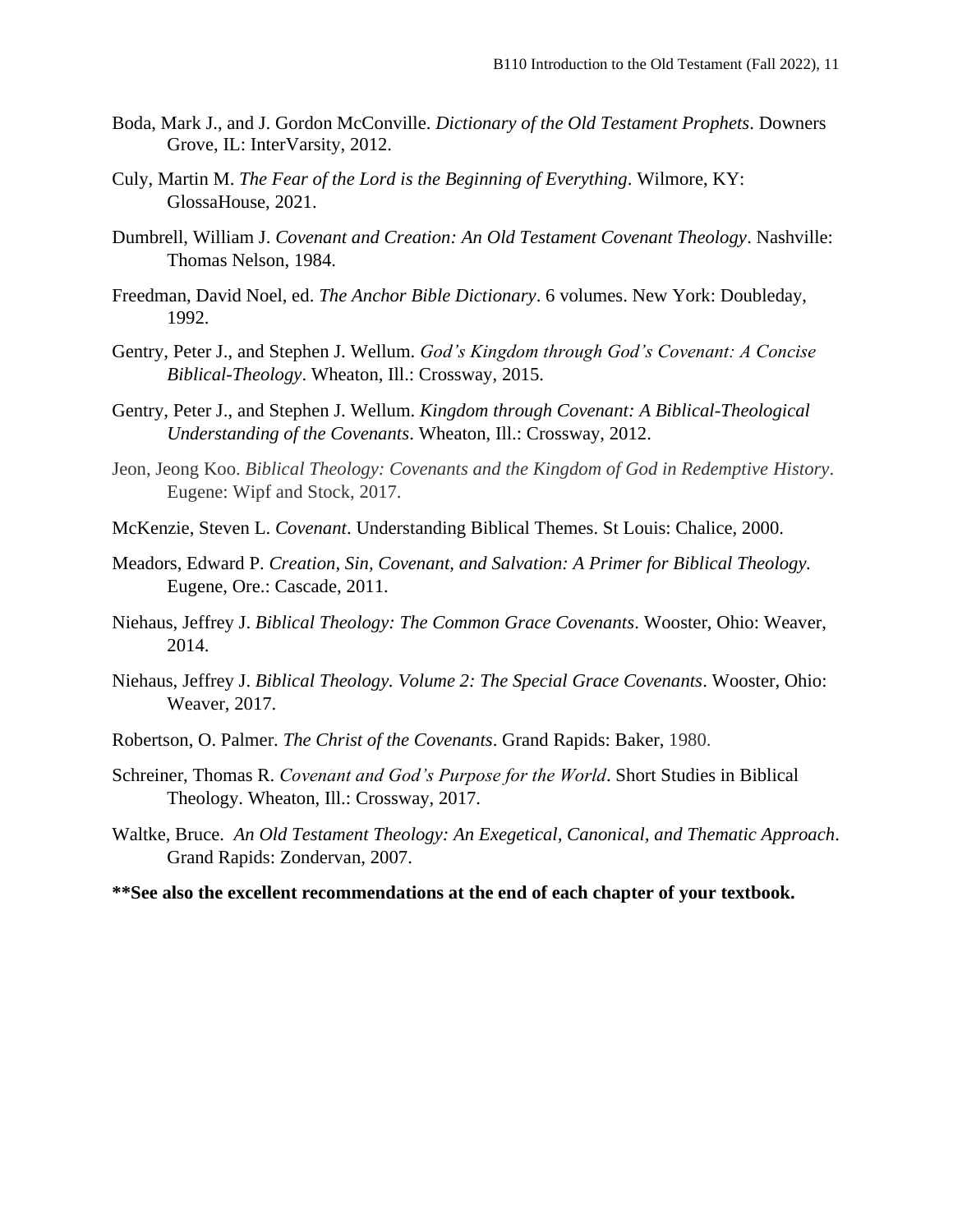Boda, Mark J., and J. Gordon McConville. *Dictionary of the Old Testament Prophets*. Downers Grove, IL: InterVarsity, 2012.

Culy, Martin M. *The Fear of the Lord is the Beginning of Everything*. Wilmore, KY: GlossaHouse, 2021.

Dumbrell, William J. *Covenant and Creation: An Old Testament Covenant Theology*. Nashville: Thomas Nelson, 1984.

Freedman, David Noel, ed. *The Anchor Bible Dictionary*. 6 volumes. New York: Doubleday, 1992.

Gentry, Peter J., and Stephen J. Wellum. *God's Kingdom through God's Covenant: A Concise Biblical-Theology*. Wheaton, Ill.: Crossway, 2015.

Gentry, Peter J., and Stephen J. Wellum. *Kingdom through Covenant: A Biblical-Theological Understanding of the Covenants*. Wheaton, Ill.: Crossway, 2012.

Jeon, Jeong Koo. *Biblical Theology: Covenants and the Kingdom of God in Redemptive History*. Eugene: Wipf and Stock, 2017.

McKenzie, Steven L. *Covenant*. Understanding Biblical Themes. St Louis: Chalice, 2000.

Meadors, Edward P. *Creation, Sin, Covenant, and Salvation: A Primer for Biblical Theology.* Eugene, Ore.: Cascade, 2011.

Niehaus, Jeffrey J. *Biblical Theology: The Common Grace Covenants*. Wooster, Ohio: Weaver, 2014.

Niehaus, Jeffrey J. *Biblical Theology. Volume 2: The Special Grace Covenants*. Wooster, Ohio: Weaver, 2017.

Robertson, O. Palmer. *The Christ of the Covenants*. Grand Rapids: Baker, 1980.

Schreiner, Thomas R. *Covenant and God's Purpose for the World*. Short Studies in Biblical Theology. Wheaton, Ill.: Crossway, 2017.

Waltke, Bruce. *An Old Testament Theology: An Exegetical, Canonical, and Thematic Approach*. Grand Rapids: Zondervan, 2007.

**\*\*See also the excellent recommendations at the end of each chapter of your textbook.**